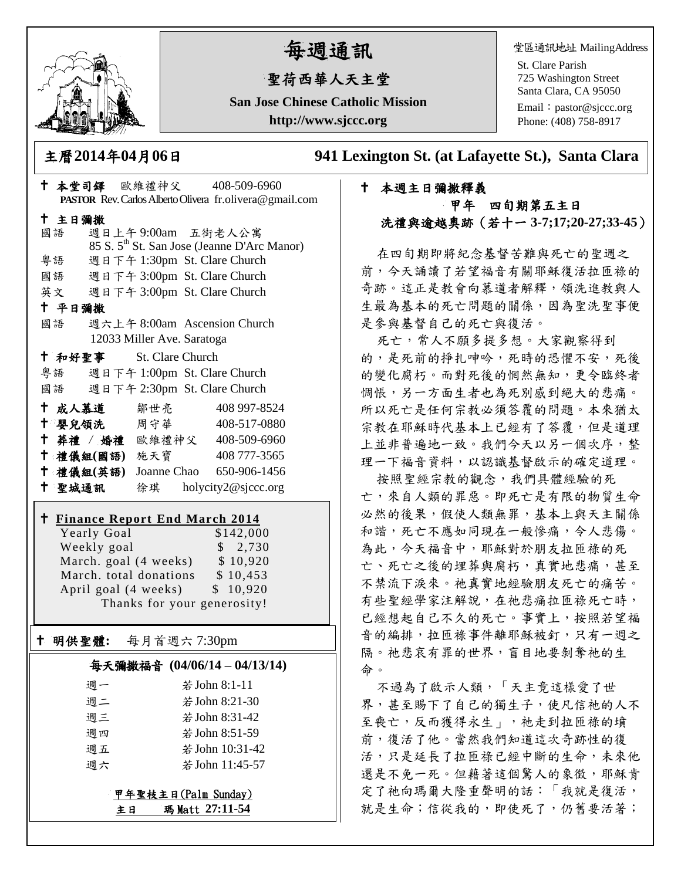# 每週通訊

## 聖荷西華人天主堂

**San Jose Chinese Catholic Mission**

**http://www.sjccc.org**

堂區通訊地址 MailingAddress
St. Clare Parish
725 Washington Street
Santa Clara, CA 95050
Email：pastor@sjccc.org
Phone: (408) 758-8917

**主曆2014年04月06日** **941 Lexington St. (at Lafayette St.), Santa Clara**

✝ **本堂司鐸** 歐維禮神父 408-509-6960
**PASTOR** Rev. Carlos Alberto Olivera fr.olivera@gmail.com

✝ **主日彌撒**
國語 週日上午 9:00am 五街老人公寓
85 S. 5th St. San Jose (Jeanne D'Arc Manor)
粵語 週日下午 1:30pm St. Clare Church
國語 週日下午 3:00pm St. Clare Church
英文 週日下午 3:00pm St. Clare Church

✝ **平日彌撒**
國語 週六上午 8:00am Ascension Church
12033 Miller Ave. Saratoga

✝ **和好聖事** St. Clare Church
粵語 週日下午 1:00pm St. Clare Church
國語 週日下午 2:30pm St. Clare Church

✝ **成人慕道** 鄒世亮 408 997-8524
✝ **嬰兒領洗** 周守華 408-517-0880
✝ **葬禮 / 婚禮** 歐維禮神父 408-509-6960
✝ **禮儀組(國語)** 施天寶 408 777-3565
✝ **禮儀組(英語)** Joanne Chao 650-906-1456
✝ **聖城通訊** 徐琪 holycity2@sjccc.org

✝ **Finance Report End March 2014**

| | |
|---|---|
| Yearly Goal | $142,000 |
| Weekly goal | $ 2,730 |
| March. goal (4 weeks) | $ 10,920 |
| March. total donations | $ 10,453 |
| April goal (4 weeks) | $ 10,920 |

Thanks for your generosity!

✝ **明供聖體:** 每月首週六 7:30pm

**每天彌撒福音 (04/06/14 – 04/13/14)**

| | |
|---|---|
| 週一 | 若 John 8:1-11 |
| 週二 | 若 John 8:21-30 |
| 週三 | 若 John 8:31-42 |
| 週四 | 若 John 8:51-59 |
| 週五 | 若 John 10:31-42 |
| 週六 | 若 John 11:45-57 |

**甲年聖枝主日(Palm Sunday)**
**主日 瑪 Matt 27:11-54**

✝ **本週主日彌撒釋義**

**甲年 四旬期第五主日**
**洗禮與逾越奧跡（若十一 3-7;17;20-27;33-45）**

在四旬期即將紀念基督苦難與死亡的聖週之前，今天誦讀了若望福音有關耶穌復活拉匝祿的奇跡。這正是教會向慕道者解釋，領洗進教與人生最為基本的死亡問題的關係，因為聖洗聖事便是參與基督自己的死亡與復活。

死亡，常人不願多提多想。大家觀察得到的，是死前的掙扎呻吟，死時的恐懼不安，死後的變化腐朽。而對死後的惘然無知，更令臨終者惆悵，另一方面生者也為死別感到絕大的悲痛。所以死亡是任何宗教必須答覆的問題。本來猶太宗教在耶穌時代基本上已經有了答覆，但是道理上並非普遍地一致。我們今天以另一個次序，整理一下福音資料，以認識基督啟示的確定道理。

按照聖經宗教的觀念，我們具體經驗的死亡，來自人類的罪惡。即死亡是有限的物質生命必然的後果，假使人類無罪，基本上與天主關係和諧，死亡不應如同現在一般慘痛，令人悲傷。為此，今天福音中，耶穌對於朋友拉匝祿的死亡、死亡之後的埋葬與腐朽，真實地悲痛，甚至不禁流下淚來。祂真實地經驗朋友死亡的痛苦。有些聖經學家注解說，在祂悲痛拉匝祿死亡時，已經想起自己不久的死亡。事實上，按照若望福音的編排，拉匝祿事件離耶穌被釘，只有一週之隔。祂悲哀有罪的世界，盲目地要剝奪祂的生命。

不過為了啟示人類，「天主竟這樣愛了世界，甚至賜下了自己的獨生子，使凡信祂的人不至喪亡，反而獲得永生」，祂走到拉匝祿的墳前，復活了他。當然我們知道這次奇跡性的復活，只是延長了拉匝祿已經中斷的生命，未來他還是不免一死。但藉著這個驚人的象徵，耶穌肯定了祂向瑪爾大隆重聲明的話：「我就是復活，就是生命；信從我的，即使死了，仍舊要活著；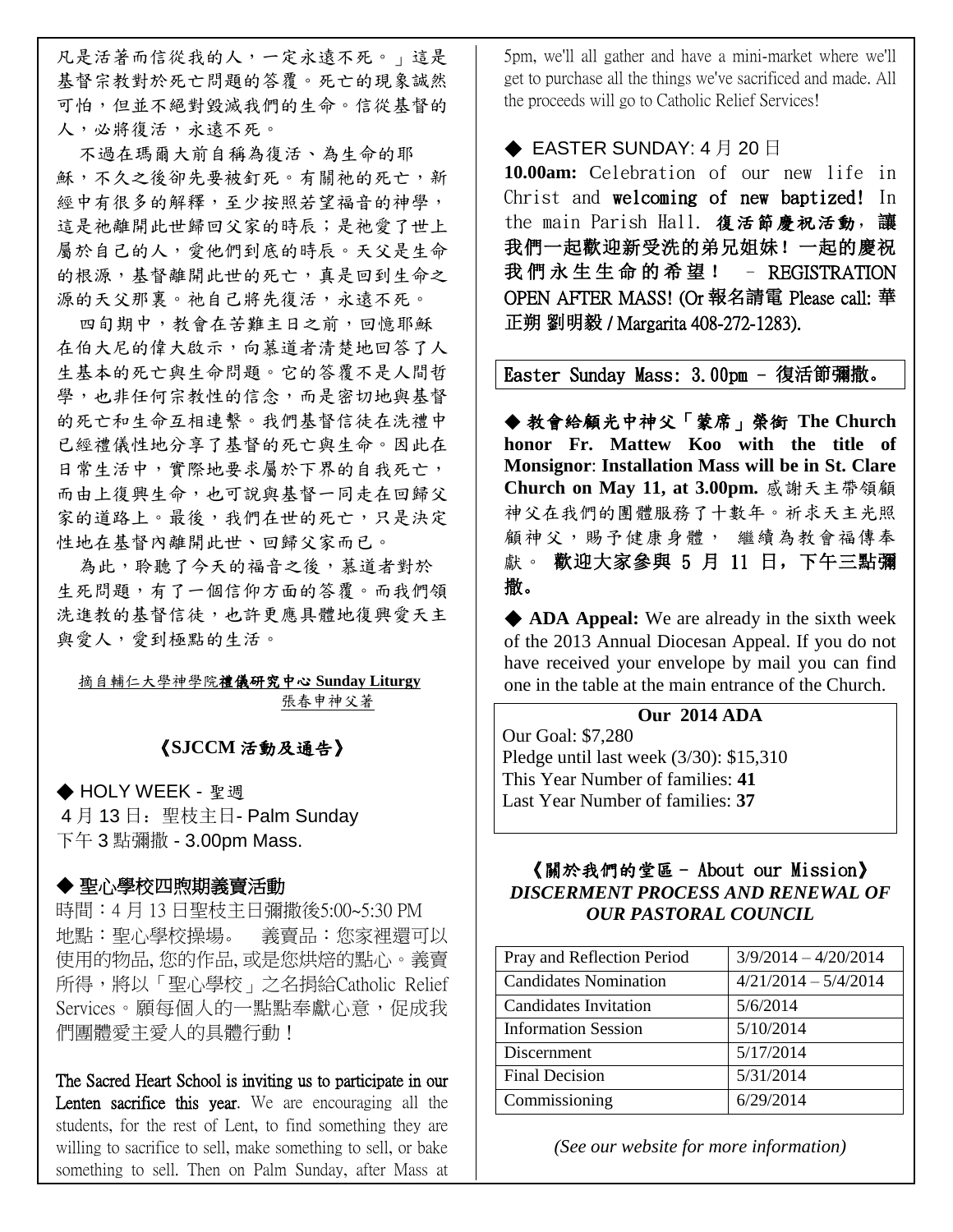凡是活著而信從我的人，一定永遠不死。」這是基督宗教對於死亡問題的答覆。死亡的現象誠然可怕，但並不絕對毀滅我們的生命。信從基督的人，必將復活，永遠不死。

不過在瑪爾大前自稱為復活、為生命的耶穌，不久之後卻先要被釘死。有關祂的死亡，新經中有很多的解釋，至少按照若望福音的神學，這是祂離開此世歸回父家的時辰；是祂愛了世上屬於自己的人，愛他們到底的時辰。天父是生命的根源，基督離開此世的死亡，真是回到生命之源的天父那裏。祂自己將先復活，永遠不死。

四旬期中，教會在苦難主日之前，回憶耶穌在伯大尼的偉大啟示，向慕道者清楚地回答了人生基本的死亡與生命問題。它的答覆不是人間哲學，也非任何宗教性的信念，而是密切地與基督的死亡和生命互相連繫。我們基督信徒在洗禮中已經禮儀性地分享了基督的死亡與生命。因此在日常生活中，實際地要求屬於下界的自我死亡，而由上復興生命，也可說與基督一同走在回歸父家的道路上。最後，我們在世的死亡，只是決定性地在基督內離開此世、回歸父家而已。

為此，聆聽了今天的福音之後，慕道者對於生死問題，有了一個信仰方面的答覆。而我們領洗進教的基督信徒，也許更應具體地復興愛天主與愛人，愛到極點的生活。

摘自輔仁大學神學院**禮儀研究中心 Sunday Liturgy**
張春申神父著

## 《SJCCM 活動及通告》

◆ HOLY WEEK - 聖週
4 月 13 日：聖枝主日- Palm Sunday
下午 3 點彌撒 - 3.00pm Mass.

### ◆ 聖心學校四煦期義賣活動

時間：4 月 13 日聖枝主日彌撒後5:00~5:30 PM
地點：聖心學校操場。　義賣品：您家裡還可以使用的物品, 您的作品, 或是您烘焙的點心。義賣所得，將以「聖心學校」之名捐給Catholic Relief Services。願每個人的一點點奉獻心意，促成我們團體愛主愛人的具體行動！

The Sacred Heart School is inviting us to participate in our Lenten sacrifice this year. We are encouraging all the students, for the rest of Lent, to find something they are willing to sacrifice to sell, make something to sell, or bake something to sell. Then on Palm Sunday, after Mass at 5pm, we'll all gather and have a mini-market where we'll get to purchase all the things we've sacrificed and made. All the proceeds will go to Catholic Relief Services!

◆ EASTER SUNDAY: 4 月 20 日
**10.00am:** Celebration of our new life in Christ and **welcoming of new baptized!** In the main Parish Hall. **復活節慶祝活動，讓我們一起歡迎新受洗的弟兄姐妹！一起的慶祝我們永生生命的希望！** – REGISTRATION OPEN AFTER MASS! (Or 報名請電 Please call: 華正朔 劉明毅 / Margarita 408-272-1283).

Easter Sunday Mass: 3.00pm – 復活節彌撒。

◆ **教會給顧光中神父「蒙席」榮銜 The Church honor Fr. Mattew Koo with the title of Monsignor**: **Installation Mass will be in St. Clare Church on May 11, at 3.00pm.** 感謝天主帶領顧神父在我們的團體服務了十數年。祈求天主光照顧神父，賜予健康身體， 繼續為教會福傳奉獻。 **歡迎大家參與 5 月 11 日，下午三點彌撒。**

◆ **ADA Appeal:** We are already in the sixth week of the 2013 Annual Diocesan Appeal. If you do not have received your envelope by mail you can find one in the table at the main entrance of the Church.

**Our 2014 ADA**
Our Goal: $7,280
Pledge until last week (3/30): $15,310
This Year Number of families: **41**
Last Year Number of families: **37**

## 《關於我們的堂區 – About our Mission》
### *DISCERMENT PROCESS AND RENEWAL OF OUR PASTORAL COUNCIL*

| | |
|---|---|
| Pray and Reflection Period | 3/9/2014 – 4/20/2014 |
| Candidates Nomination | 4/21/2014 – 5/4/2014 |
| Candidates Invitation | 5/6/2014 |
| Information Session | 5/10/2014 |
| Discernment | 5/17/2014 |
| Final Decision | 5/31/2014 |
| Commissioning | 6/29/2014 |

*(See our website for more information)*